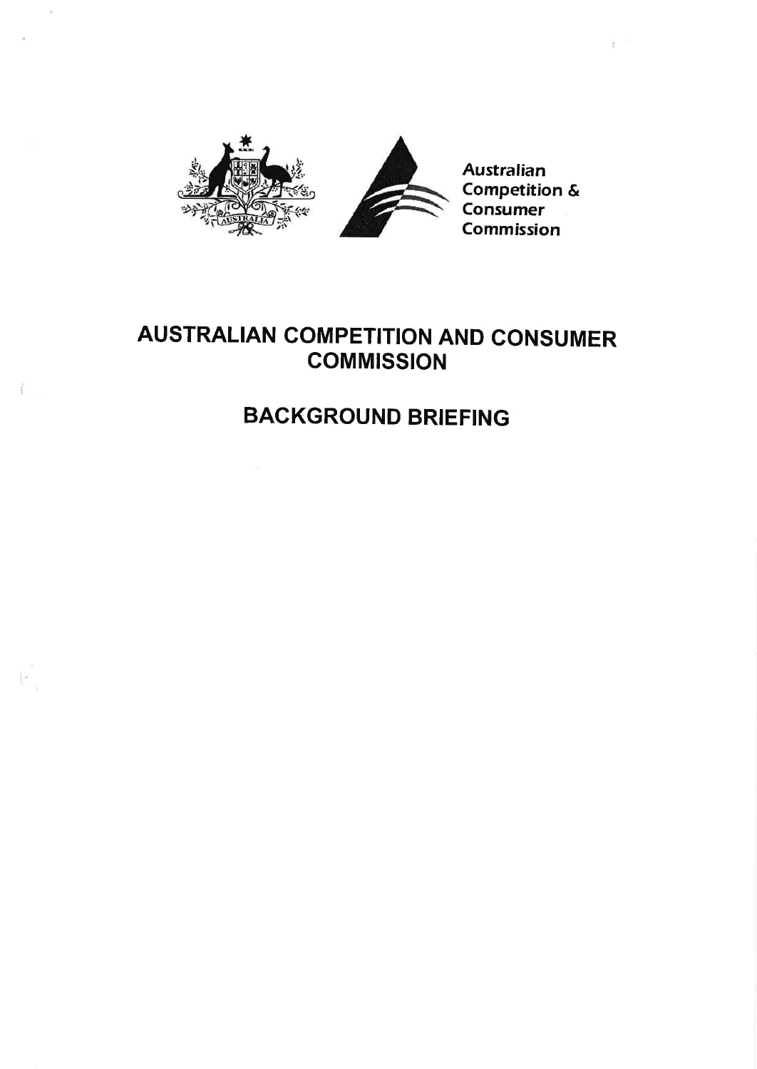Australian
Competition &
Consumer
Commission

# AUSTRALIAN COMPETITION AND CONSUMER COMMISSION

## BACKGROUND BRIEFING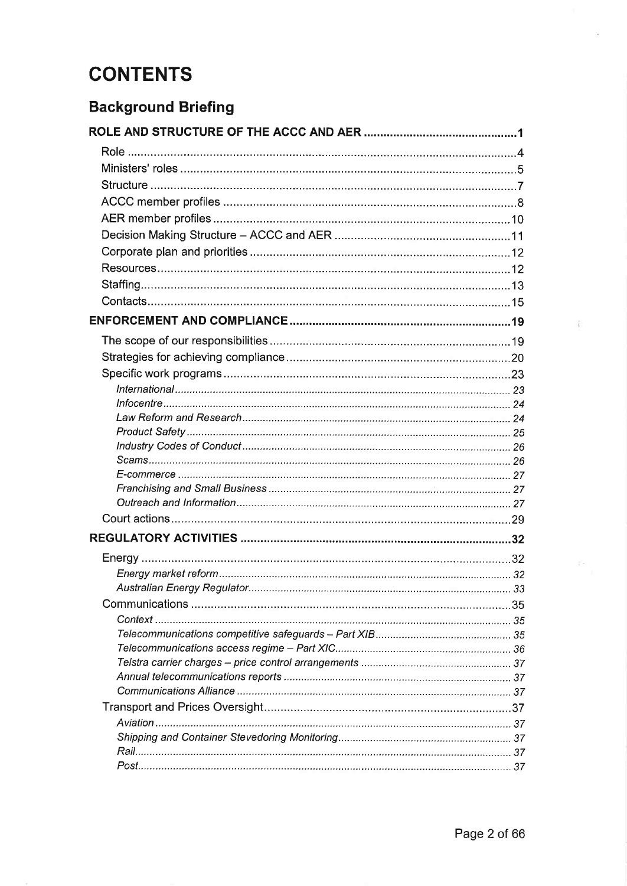# CONTENTS

## Background Briefing

| | |
|---|---|
| **ROLE AND STRUCTURE OF THE ACCC AND AER** | **1** |
| Role | 4 |
| Ministers' roles | 5 |
| Structure | 7 |
| ACCC member profiles | 8 |
| AER member profiles | 10 |
| Decision Making Structure – ACCC and AER | 11 |
| Corporate plan and priorities | 12 |
| Resources | 12 |
| Staffing | 13 |
| Contacts | 15 |
| **ENFORCEMENT AND COMPLIANCE** | **19** |
| The scope of our responsibilities | 19 |
| Strategies for achieving compliance | 20 |
| Specific work programs | 23 |
| *International* | *23* |
| *Infocentre* | *24* |
| *Law Reform and Research* | *24* |
| *Product Safety* | *25* |
| *Industry Codes of Conduct* | *26* |
| *Scams* | *26* |
| *E-commerce* | *27* |
| *Franchising and Small Business* | *27* |
| *Outreach and Information* | *27* |
| Court actions | 29 |
| **REGULATORY ACTIVITIES** | **32** |
| Energy | 32 |
| *Energy market reform* | *32* |
| *Australian Energy Regulator* | *33* |
| Communications | 35 |
| *Context* | *35* |
| *Telecommunications competitive safeguards – Part XIB* | *35* |
| *Telecommunications access regime – Part XIC* | *36* |
| *Telstra carrier charges – price control arrangements* | *37* |
| *Annual telecommunications reports* | *37* |
| *Communications Alliance* | *37* |
| Transport and Prices Oversight | 37 |
| *Aviation* | *37* |
| *Shipping and Container Stevedoring Monitoring* | *37* |
| *Rail* | *37* |
| *Post* | *37* |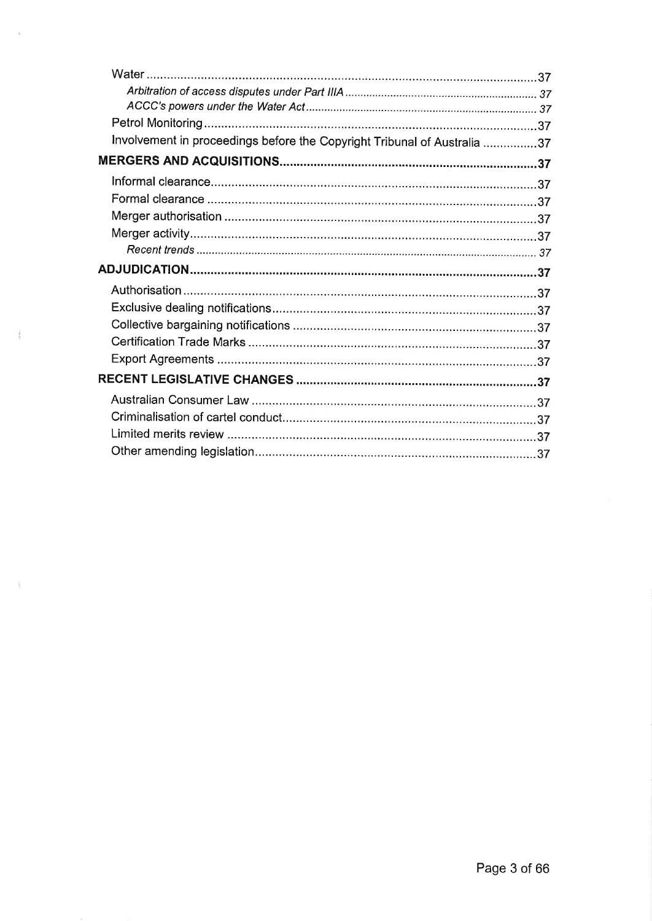Water ..... 37

*Arbitration of access disputes under Part IIIA* ..... 37

*ACCC's powers under the Water Act* ..... 37

Petrol Monitoring ..... 37

Involvement in proceedings before the Copyright Tribunal of Australia ..... 37

**MERGERS AND ACQUISITIONS ..... 37**

Informal clearance ..... 37

Formal clearance ..... 37

Merger authorisation ..... 37

Merger activity ..... 37

*Recent trends* ..... 37

**ADJUDICATION ..... 37**

Authorisation ..... 37

Exclusive dealing notifications ..... 37

Collective bargaining notifications ..... 37

Certification Trade Marks ..... 37

Export Agreements ..... 37

**RECENT LEGISLATIVE CHANGES ..... 37**

Australian Consumer Law ..... 37

Criminalisation of cartel conduct ..... 37

Limited merits review ..... 37

Other amending legislation ..... 37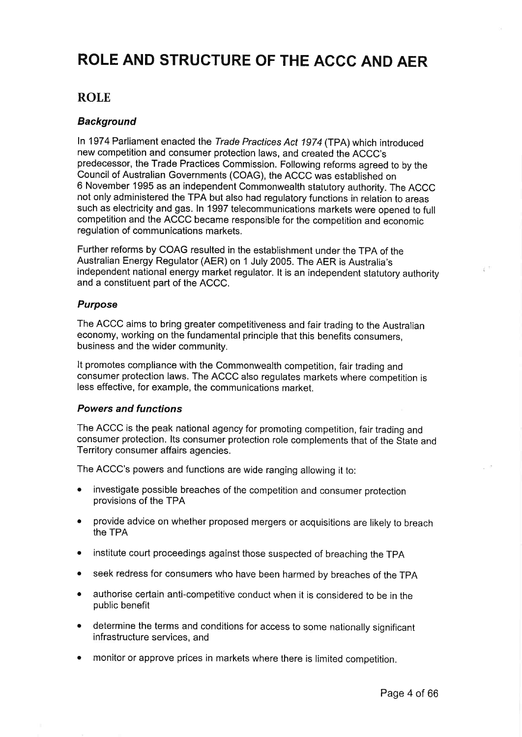# ROLE AND STRUCTURE OF THE ACCC AND AER

## ROLE

### *Background*

In 1974 Parliament enacted the *Trade Practices Act 1974* (TPA) which introduced new competition and consumer protection laws, and created the ACCC's predecessor, the Trade Practices Commission. Following reforms agreed to by the Council of Australian Governments (COAG), the ACCC was established on 6 November 1995 as an independent Commonwealth statutory authority. The ACCC not only administered the TPA but also had regulatory functions in relation to areas such as electricity and gas. In 1997 telecommunications markets were opened to full competition and the ACCC became responsible for the competition and economic regulation of communications markets.

Further reforms by COAG resulted in the establishment under the TPA of the Australian Energy Regulator (AER) on 1 July 2005. The AER is Australia's independent national energy market regulator. It is an independent statutory authority and a constituent part of the ACCC.

### *Purpose*

The ACCC aims to bring greater competitiveness and fair trading to the Australian economy, working on the fundamental principle that this benefits consumers, business and the wider community.

It promotes compliance with the Commonwealth competition, fair trading and consumer protection laws. The ACCC also regulates markets where competition is less effective, for example, the communications market.

### *Powers and functions*

The ACCC is the peak national agency for promoting competition, fair trading and consumer protection. Its consumer protection role complements that of the State and Territory consumer affairs agencies.

The ACCC's powers and functions are wide ranging allowing it to:

- investigate possible breaches of the competition and consumer protection provisions of the TPA
- provide advice on whether proposed mergers or acquisitions are likely to breach the TPA
- institute court proceedings against those suspected of breaching the TPA
- seek redress for consumers who have been harmed by breaches of the TPA
- authorise certain anti-competitive conduct when it is considered to be in the public benefit
- determine the terms and conditions for access to some nationally significant infrastructure services, and
- monitor or approve prices in markets where there is limited competition.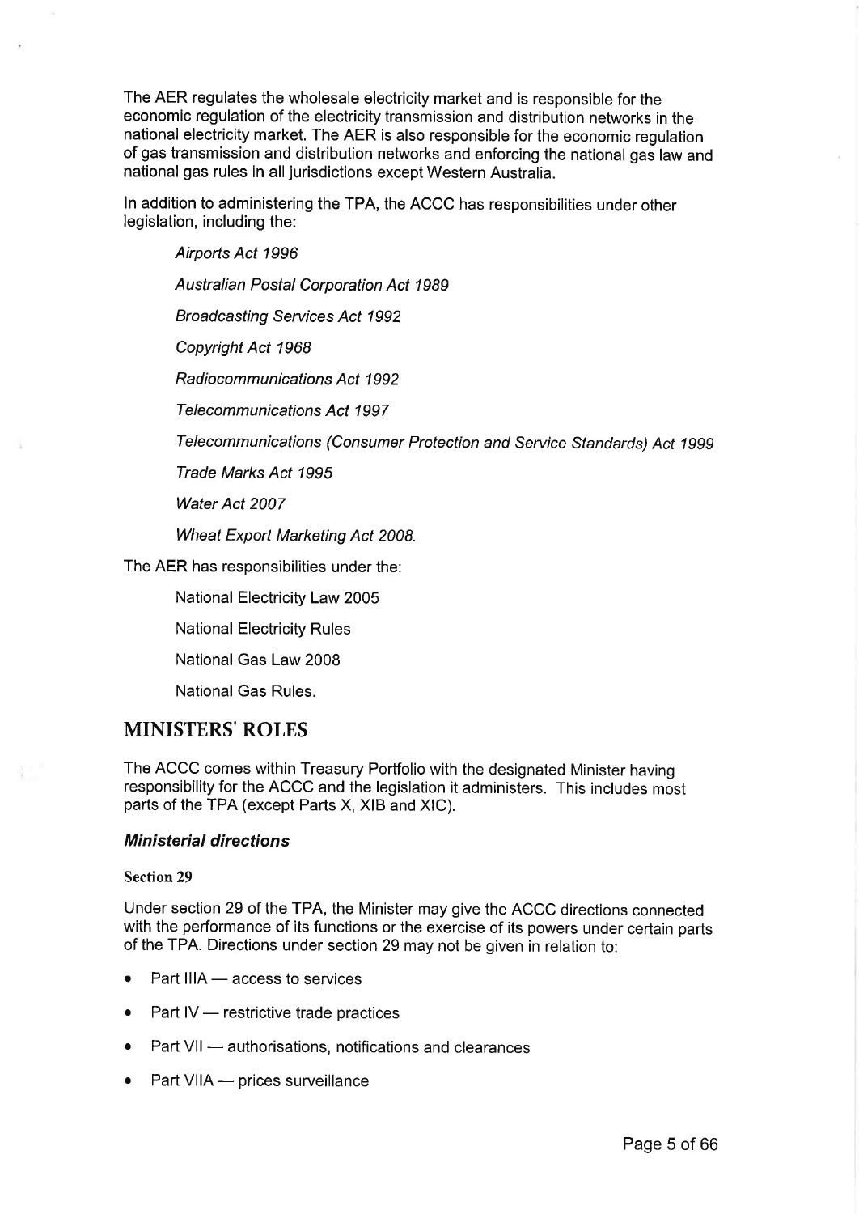The AER regulates the wholesale electricity market and is responsible for the economic regulation of the electricity transmission and distribution networks in the national electricity market. The AER is also responsible for the economic regulation of gas transmission and distribution networks and enforcing the national gas law and national gas rules in all jurisdictions except Western Australia.

In addition to administering the TPA, the ACCC has responsibilities under other legislation, including the:

*Airports Act 1996*

*Australian Postal Corporation Act 1989*

*Broadcasting Services Act 1992*

*Copyright Act 1968*

*Radiocommunications Act 1992*

*Telecommunications Act 1997*

*Telecommunications (Consumer Protection and Service Standards) Act 1999*

*Trade Marks Act 1995*

*Water Act 2007*

*Wheat Export Marketing Act 2008.*

The AER has responsibilities under the:

National Electricity Law 2005

National Electricity Rules

National Gas Law 2008

National Gas Rules.

## MINISTERS' ROLES

The ACCC comes within Treasury Portfolio with the designated Minister having responsibility for the ACCC and the legislation it administers. This includes most parts of the TPA (except Parts X, XIB and XIC).

### *Ministerial directions*

#### Section 29

Under section 29 of the TPA, the Minister may give the ACCC directions connected with the performance of its functions or the exercise of its powers under certain parts of the TPA. Directions under section 29 may not be given in relation to:

- Part IIIA — access to services
- Part IV — restrictive trade practices
- Part VII — authorisations, notifications and clearances
- Part VIIA — prices surveillance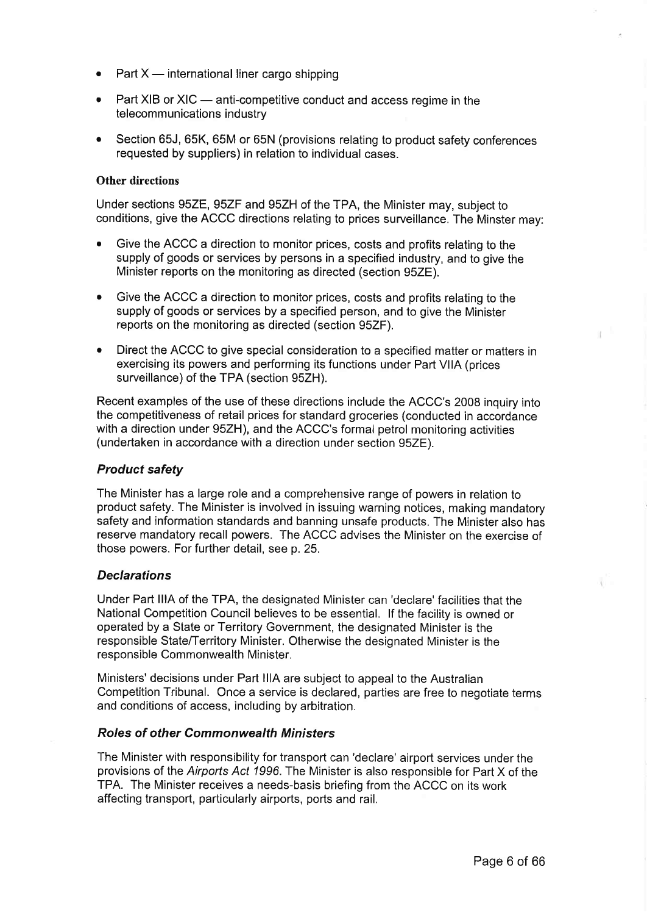- Part X — international liner cargo shipping
- Part XIB or XIC — anti-competitive conduct and access regime in the telecommunications industry
- Section 65J, 65K, 65M or 65N (provisions relating to product safety conferences requested by suppliers) in relation to individual cases.

**Other directions**

Under sections 95ZE, 95ZF and 95ZH of the TPA, the Minister may, subject to conditions, give the ACCC directions relating to prices surveillance. The Minster may:

- Give the ACCC a direction to monitor prices, costs and profits relating to the supply of goods or services by persons in a specified industry, and to give the Minister reports on the monitoring as directed (section 95ZE).
- Give the ACCC a direction to monitor prices, costs and profits relating to the supply of goods or services by a specified person, and to give the Minister reports on the monitoring as directed (section 95ZF).
- Direct the ACCC to give special consideration to a specified matter or matters in exercising its powers and performing its functions under Part VIIA (prices surveillance) of the TPA (section 95ZH).

Recent examples of the use of these directions include the ACCC's 2008 inquiry into the competitiveness of retail prices for standard groceries (conducted in accordance with a direction under 95ZH), and the ACCC's formal petrol monitoring activities (undertaken in accordance with a direction under section 95ZE).

### *Product safety*

The Minister has a large role and a comprehensive range of powers in relation to product safety. The Minister is involved in issuing warning notices, making mandatory safety and information standards and banning unsafe products. The Minister also has reserve mandatory recall powers. The ACCC advises the Minister on the exercise of those powers. For further detail, see p. 25.

### *Declarations*

Under Part IIIA of the TPA, the designated Minister can 'declare' facilities that the National Competition Council believes to be essential. If the facility is owned or operated by a State or Territory Government, the designated Minister is the responsible State/Territory Minister. Otherwise the designated Minister is the responsible Commonwealth Minister.

Ministers' decisions under Part IIIA are subject to appeal to the Australian Competition Tribunal. Once a service is declared, parties are free to negotiate terms and conditions of access, including by arbitration.

### *Roles of other Commonwealth Ministers*

The Minister with responsibility for transport can 'declare' airport services under the provisions of the *Airports Act 1996*. The Minister is also responsible for Part X of the TPA. The Minister receives a needs-basis briefing from the ACCC on its work affecting transport, particularly airports, ports and rail.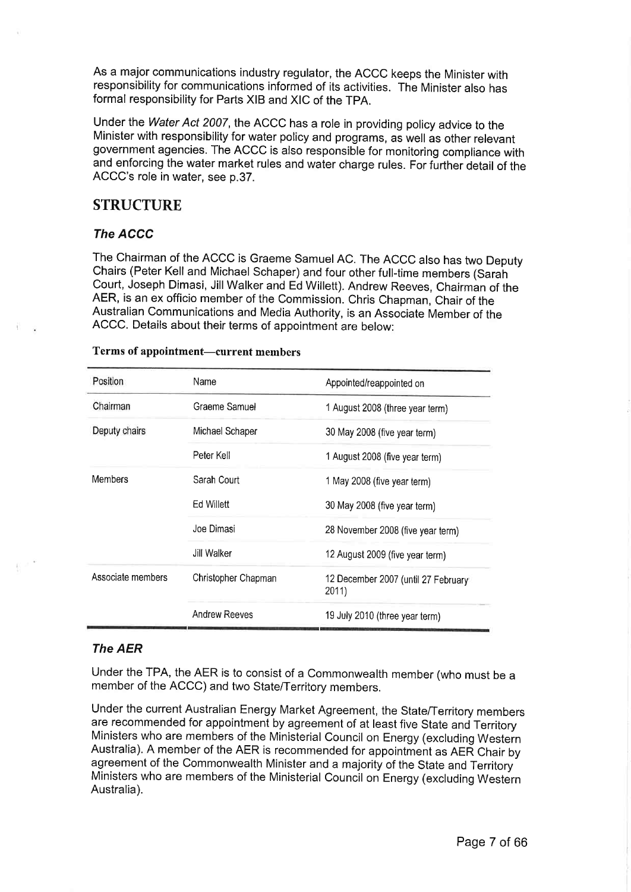As a major communications industry regulator, the ACCC keeps the Minister with responsibility for communications informed of its activities. The Minister also has formal responsibility for Parts XIB and XIC of the TPA.

Under the *Water Act 2007*, the ACCC has a role in providing policy advice to the Minister with responsibility for water policy and programs, as well as other relevant government agencies. The ACCC is also responsible for monitoring compliance with and enforcing the water market rules and water charge rules. For further detail of the ACCC's role in water, see p.37.

## STRUCTURE

### *The ACCC*

The Chairman of the ACCC is Graeme Samuel AC. The ACCC also has two Deputy Chairs (Peter Kell and Michael Schaper) and four other full-time members (Sarah Court, Joseph Dimasi, Jill Walker and Ed Willett). Andrew Reeves, Chairman of the AER, is an ex officio member of the Commission. Chris Chapman, Chair of the Australian Communications and Media Authority, is an Associate Member of the ACCC. Details about their terms of appointment are below:

**Terms of appointment—current members**

| Position | Name | Appointed/reappointed on |
|---|---|---|
| Chairman | Graeme Samuel | 1 August 2008 (three year term) |
| Deputy chairs | Michael Schaper | 30 May 2008 (five year term) |
| | Peter Kell | 1 August 2008 (five year term) |
| Members | Sarah Court | 1 May 2008 (five year term) |
| | Ed Willett | 30 May 2008 (five year term) |
| | Joe Dimasi | 28 November 2008 (five year term) |
| | Jill Walker | 12 August 2009 (five year term) |
| Associate members | Christopher Chapman | 12 December 2007 (until 27 February 2011) |
| | Andrew Reeves | 19 July 2010 (three year term) |

### *The AER*

Under the TPA, the AER is to consist of a Commonwealth member (who must be a member of the ACCC) and two State/Territory members.

Under the current Australian Energy Market Agreement, the State/Territory members are recommended for appointment by agreement of at least five State and Territory Ministers who are members of the Ministerial Council on Energy (excluding Western Australia). A member of the AER is recommended for appointment as AER Chair by agreement of the Commonwealth Minister and a majority of the State and Territory Ministers who are members of the Ministerial Council on Energy (excluding Western Australia).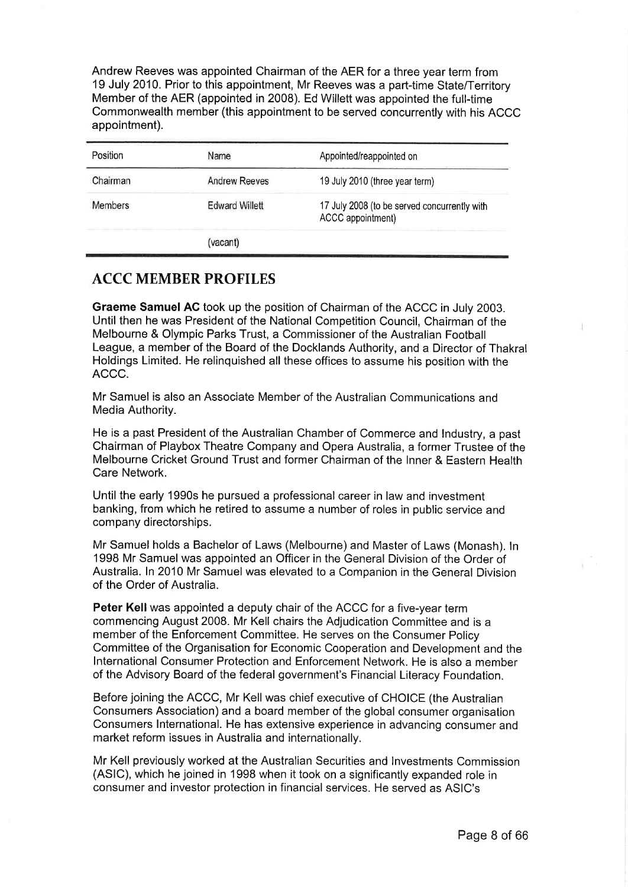Andrew Reeves was appointed Chairman of the AER for a three year term from 19 July 2010. Prior to this appointment, Mr Reeves was a part-time State/Territory Member of the AER (appointed in 2008). Ed Willett was appointed the full-time Commonwealth member (this appointment to be served concurrently with his ACCC appointment).

| Position | Name | Appointed/reappointed on |
|---|---|---|
| Chairman | Andrew Reeves | 19 July 2010 (three year term) |
| Members | Edward Willett | 17 July 2008 (to be served concurrently with ACCC appointment) |
| | (vacant) | |

## ACCC MEMBER PROFILES

**Graeme Samuel AC** took up the position of Chairman of the ACCC in July 2003. Until then he was President of the National Competition Council, Chairman of the Melbourne & Olympic Parks Trust, a Commissioner of the Australian Football League, a member of the Board of the Docklands Authority, and a Director of Thakral Holdings Limited. He relinquished all these offices to assume his position with the ACCC.

Mr Samuel is also an Associate Member of the Australian Communications and Media Authority.

He is a past President of the Australian Chamber of Commerce and Industry, a past Chairman of Playbox Theatre Company and Opera Australia, a former Trustee of the Melbourne Cricket Ground Trust and former Chairman of the Inner & Eastern Health Care Network.

Until the early 1990s he pursued a professional career in law and investment banking, from which he retired to assume a number of roles in public service and company directorships.

Mr Samuel holds a Bachelor of Laws (Melbourne) and Master of Laws (Monash). In 1998 Mr Samuel was appointed an Officer in the General Division of the Order of Australia. In 2010 Mr Samuel was elevated to a Companion in the General Division of the Order of Australia.

**Peter Kell** was appointed a deputy chair of the ACCC for a five-year term commencing August 2008. Mr Kell chairs the Adjudication Committee and is a member of the Enforcement Committee. He serves on the Consumer Policy Committee of the Organisation for Economic Cooperation and Development and the International Consumer Protection and Enforcement Network. He is also a member of the Advisory Board of the federal government's Financial Literacy Foundation.

Before joining the ACCC, Mr Kell was chief executive of CHOICE (the Australian Consumers Association) and a board member of the global consumer organisation Consumers International. He has extensive experience in advancing consumer and market reform issues in Australia and internationally.

Mr Kell previously worked at the Australian Securities and Investments Commission (ASIC), which he joined in 1998 when it took on a significantly expanded role in consumer and investor protection in financial services. He served as ASIC's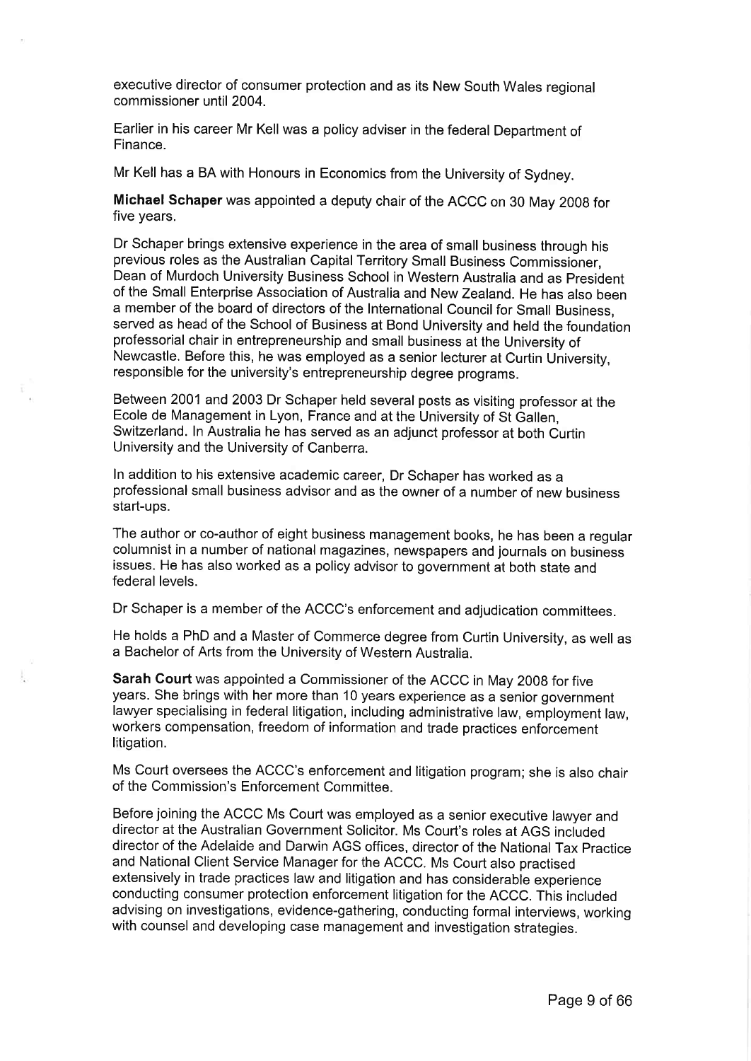executive director of consumer protection and as its New South Wales regional commissioner until 2004.

Earlier in his career Mr Kell was a policy adviser in the federal Department of Finance.

Mr Kell has a BA with Honours in Economics from the University of Sydney.

**Michael Schaper** was appointed a deputy chair of the ACCC on 30 May 2008 for five years.

Dr Schaper brings extensive experience in the area of small business through his previous roles as the Australian Capital Territory Small Business Commissioner, Dean of Murdoch University Business School in Western Australia and as President of the Small Enterprise Association of Australia and New Zealand. He has also been a member of the board of directors of the International Council for Small Business, served as head of the School of Business at Bond University and held the foundation professorial chair in entrepreneurship and small business at the University of Newcastle. Before this, he was employed as a senior lecturer at Curtin University, responsible for the university's entrepreneurship degree programs.

Between 2001 and 2003 Dr Schaper held several posts as visiting professor at the Ecole de Management in Lyon, France and at the University of St Gallen, Switzerland. In Australia he has served as an adjunct professor at both Curtin University and the University of Canberra.

In addition to his extensive academic career, Dr Schaper has worked as a professional small business advisor and as the owner of a number of new business start-ups.

The author or co-author of eight business management books, he has been a regular columnist in a number of national magazines, newspapers and journals on business issues. He has also worked as a policy advisor to government at both state and federal levels.

Dr Schaper is a member of the ACCC's enforcement and adjudication committees.

He holds a PhD and a Master of Commerce degree from Curtin University, as well as a Bachelor of Arts from the University of Western Australia.

**Sarah Court** was appointed a Commissioner of the ACCC in May 2008 for five years. She brings with her more than 10 years experience as a senior government lawyer specialising in federal litigation, including administrative law, employment law, workers compensation, freedom of information and trade practices enforcement litigation.

Ms Court oversees the ACCC's enforcement and litigation program; she is also chair of the Commission's Enforcement Committee.

Before joining the ACCC Ms Court was employed as a senior executive lawyer and director at the Australian Government Solicitor. Ms Court's roles at AGS included director of the Adelaide and Darwin AGS offices, director of the National Tax Practice and National Client Service Manager for the ACCC. Ms Court also practised extensively in trade practices law and litigation and has considerable experience conducting consumer protection enforcement litigation for the ACCC. This included advising on investigations, evidence-gathering, conducting formal interviews, working with counsel and developing case management and investigation strategies.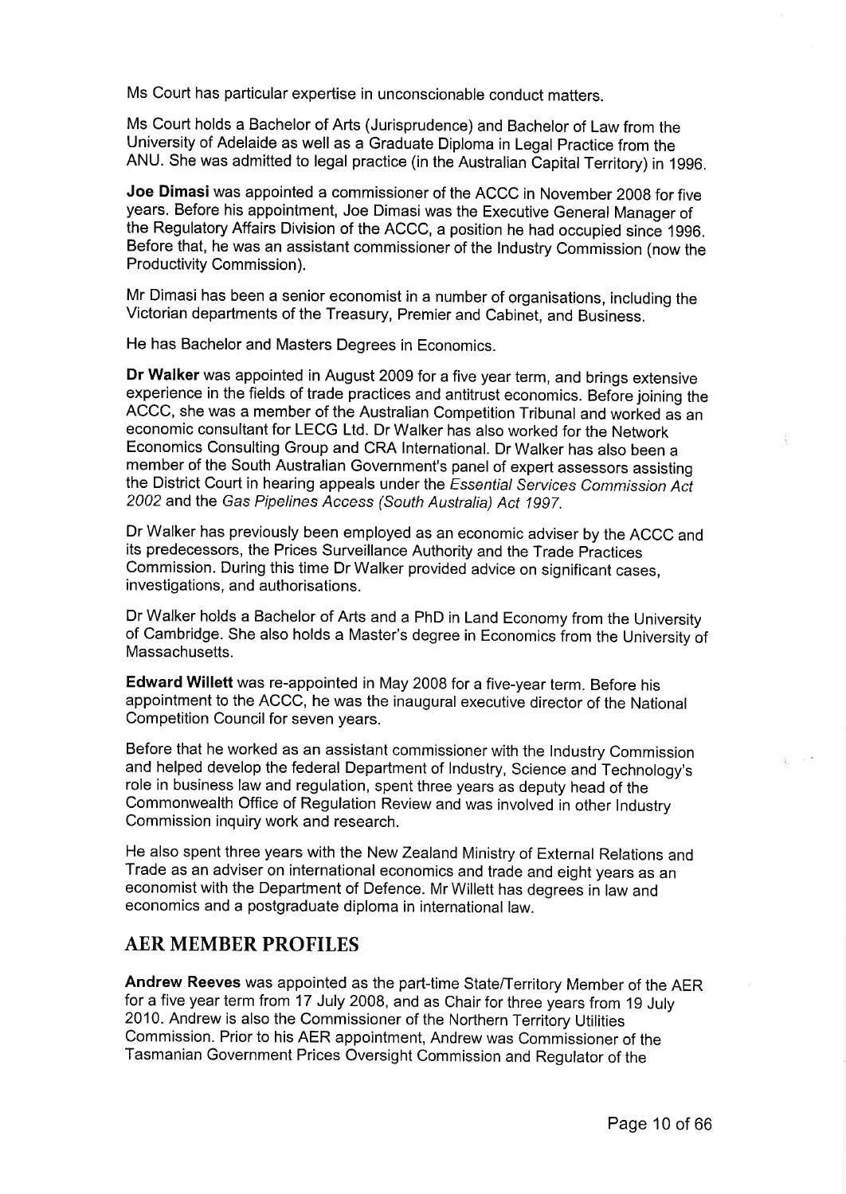Ms Court has particular expertise in unconscionable conduct matters.

Ms Court holds a Bachelor of Arts (Jurisprudence) and Bachelor of Law from the University of Adelaide as well as a Graduate Diploma in Legal Practice from the ANU. She was admitted to legal practice (in the Australian Capital Territory) in 1996.

**Joe Dimasi** was appointed a commissioner of the ACCC in November 2008 for five years. Before his appointment, Joe Dimasi was the Executive General Manager of the Regulatory Affairs Division of the ACCC, a position he had occupied since 1996. Before that, he was an assistant commissioner of the Industry Commission (now the Productivity Commission).

Mr Dimasi has been a senior economist in a number of organisations, including the Victorian departments of the Treasury, Premier and Cabinet, and Business.

He has Bachelor and Masters Degrees in Economics.

**Dr Walker** was appointed in August 2009 for a five year term, and brings extensive experience in the fields of trade practices and antitrust economics. Before joining the ACCC, she was a member of the Australian Competition Tribunal and worked as an economic consultant for LECG Ltd. Dr Walker has also worked for the Network Economics Consulting Group and CRA International. Dr Walker has also been a member of the South Australian Government's panel of expert assessors assisting the District Court in hearing appeals under the *Essential Services Commission Act 2002* and the *Gas Pipelines Access (South Australia) Act 1997*.

Dr Walker has previously been employed as an economic adviser by the ACCC and its predecessors, the Prices Surveillance Authority and the Trade Practices Commission. During this time Dr Walker provided advice on significant cases, investigations, and authorisations.

Dr Walker holds a Bachelor of Arts and a PhD in Land Economy from the University of Cambridge. She also holds a Master's degree in Economics from the University of Massachusetts.

**Edward Willett** was re-appointed in May 2008 for a five-year term. Before his appointment to the ACCC, he was the inaugural executive director of the National Competition Council for seven years.

Before that he worked as an assistant commissioner with the Industry Commission and helped develop the federal Department of Industry, Science and Technology's role in business law and regulation, spent three years as deputy head of the Commonwealth Office of Regulation Review and was involved in other Industry Commission inquiry work and research.

He also spent three years with the New Zealand Ministry of External Relations and Trade as an adviser on international economics and trade and eight years as an economist with the Department of Defence. Mr Willett has degrees in law and economics and a postgraduate diploma in international law.

## AER MEMBER PROFILES

**Andrew Reeves** was appointed as the part-time State/Territory Member of the AER for a five year term from 17 July 2008, and as Chair for three years from 19 July 2010. Andrew is also the Commissioner of the Northern Territory Utilities Commission. Prior to his AER appointment, Andrew was Commissioner of the Tasmanian Government Prices Oversight Commission and Regulator of the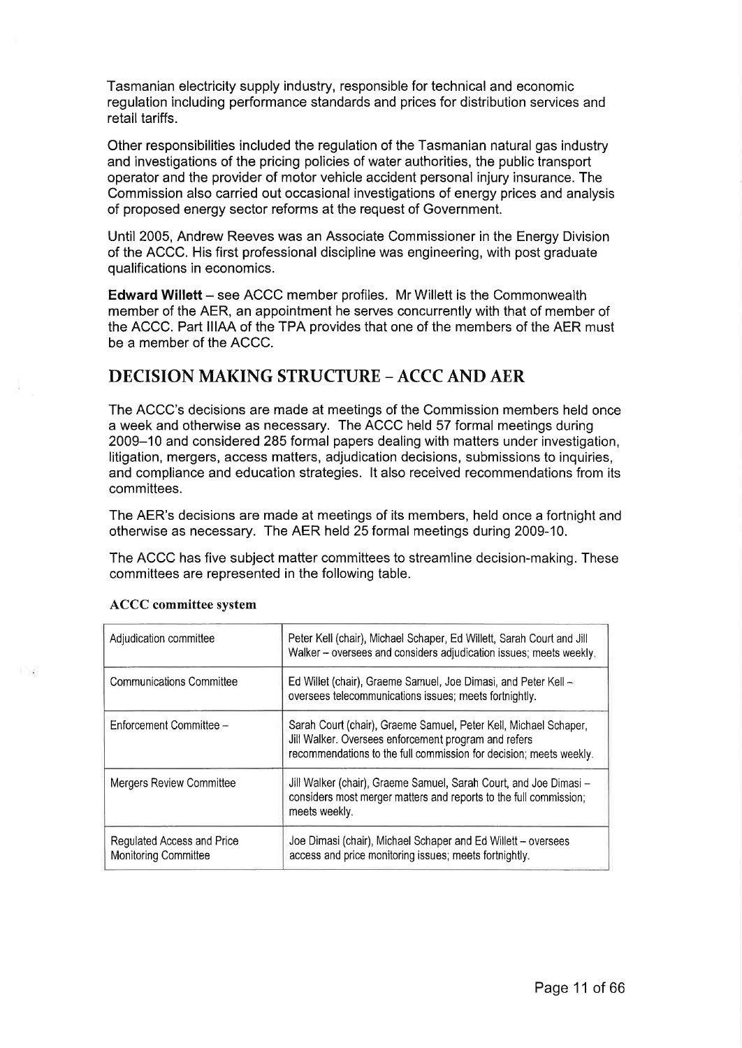Tasmanian electricity supply industry, responsible for technical and economic regulation including performance standards and prices for distribution services and retail tariffs.

Other responsibilities included the regulation of the Tasmanian natural gas industry and investigations of the pricing policies of water authorities, the public transport operator and the provider of motor vehicle accident personal injury insurance. The Commission also carried out occasional investigations of energy prices and analysis of proposed energy sector reforms at the request of Government.

Until 2005, Andrew Reeves was an Associate Commissioner in the Energy Division of the ACCC. His first professional discipline was engineering, with post graduate qualifications in economics.

**Edward Willett** – see ACCC member profiles. Mr Willett is the Commonwealth member of the AER, an appointment he serves concurrently with that of member of the ACCC. Part IIIAA of the TPA provides that one of the members of the AER must be a member of the ACCC.

## DECISION MAKING STRUCTURE – ACCC AND AER

The ACCC's decisions are made at meetings of the Commission members held once a week and otherwise as necessary. The ACCC held 57 formal meetings during 2009–10 and considered 285 formal papers dealing with matters under investigation, litigation, mergers, access matters, adjudication decisions, submissions to inquiries, and compliance and education strategies. It also received recommendations from its committees.

The AER's decisions are made at meetings of its members, held once a fortnight and otherwise as necessary. The AER held 25 formal meetings during 2009-10.

The ACCC has five subject matter committees to streamline decision-making. These committees are represented in the following table.

**ACCC committee system**

| | |
|---|---|
| Adjudication committee | Peter Kell (chair), Michael Schaper, Ed Willett, Sarah Court and Jill Walker – oversees and considers adjudication issues; meets weekly. |
| Communications Committee | Ed Willet (chair), Graeme Samuel, Joe Dimasi, and Peter Kell – oversees telecommunications issues; meets fortnightly. |
| Enforcement Committee – | Sarah Court (chair), Graeme Samuel, Peter Kell, Michael Schaper, Jill Walker. Oversees enforcement program and refers recommendations to the full commission for decision; meets weekly. |
| Mergers Review Committee | Jill Walker (chair), Graeme Samuel, Sarah Court, and Joe Dimasi – considers most merger matters and reports to the full commission; meets weekly. |
| Regulated Access and Price Monitoring Committee | Joe Dimasi (chair), Michael Schaper and Ed Willett – oversees access and price monitoring issues; meets fortnightly. |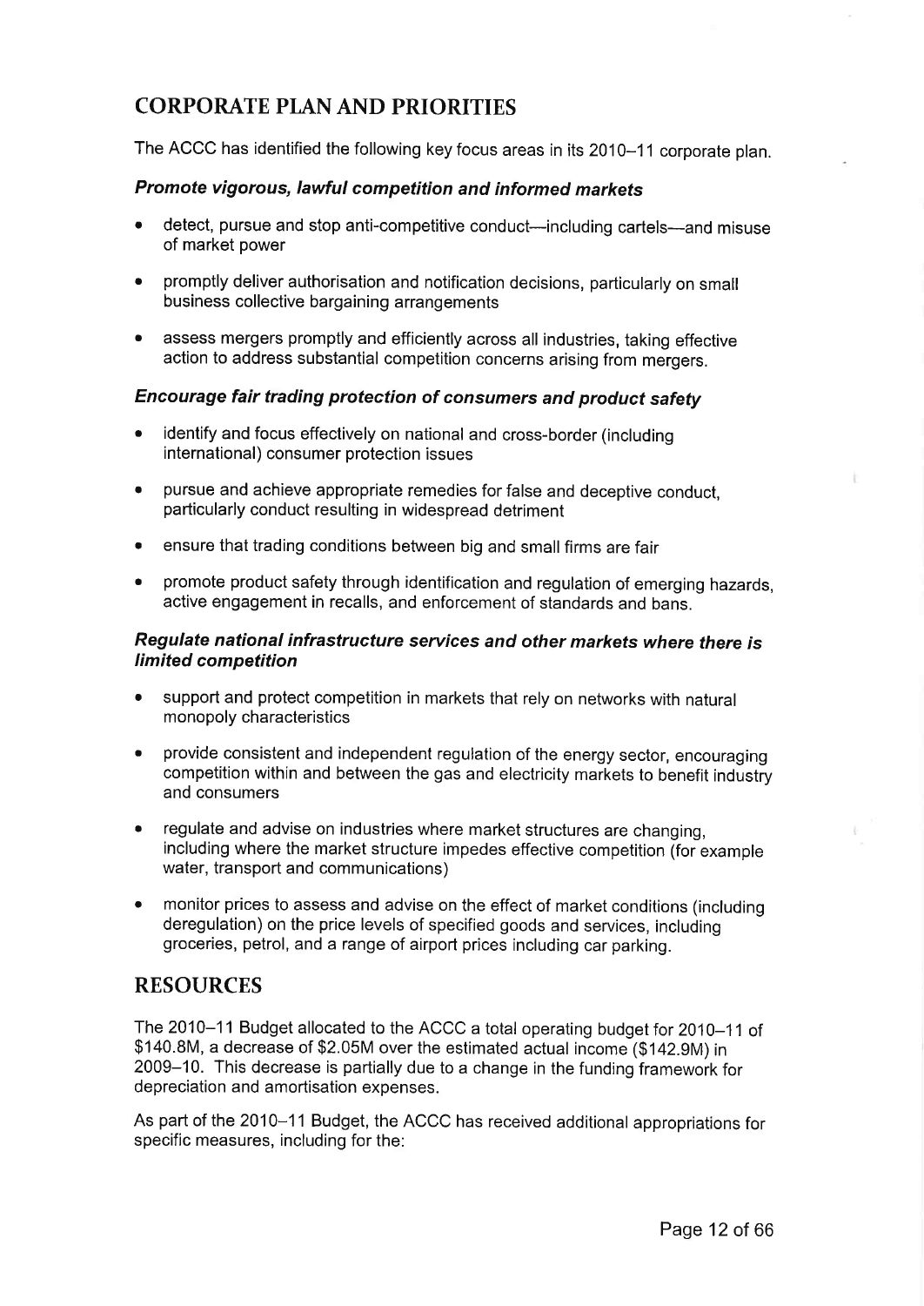## CORPORATE PLAN AND PRIORITIES

The ACCC has identified the following key focus areas in its 2010–11 corporate plan.

### *Promote vigorous, lawful competition and informed markets*

- detect, pursue and stop anti-competitive conduct—including cartels—and misuse of market power
- promptly deliver authorisation and notification decisions, particularly on small business collective bargaining arrangements
- assess mergers promptly and efficiently across all industries, taking effective action to address substantial competition concerns arising from mergers.

### *Encourage fair trading protection of consumers and product safety*

- identify and focus effectively on national and cross-border (including international) consumer protection issues
- pursue and achieve appropriate remedies for false and deceptive conduct, particularly conduct resulting in widespread detriment
- ensure that trading conditions between big and small firms are fair
- promote product safety through identification and regulation of emerging hazards, active engagement in recalls, and enforcement of standards and bans.

### *Regulate national infrastructure services and other markets where there is limited competition*

- support and protect competition in markets that rely on networks with natural monopoly characteristics
- provide consistent and independent regulation of the energy sector, encouraging competition within and between the gas and electricity markets to benefit industry and consumers
- regulate and advise on industries where market structures are changing, including where the market structure impedes effective competition (for example water, transport and communications)
- monitor prices to assess and advise on the effect of market conditions (including deregulation) on the price levels of specified goods and services, including groceries, petrol, and a range of airport prices including car parking.

## RESOURCES

The 2010–11 Budget allocated to the ACCC a total operating budget for 2010–11 of $140.8M, a decrease of $2.05M over the estimated actual income ($142.9M) in 2009–10. This decrease is partially due to a change in the funding framework for depreciation and amortisation expenses.

As part of the 2010–11 Budget, the ACCC has received additional appropriations for specific measures, including for the: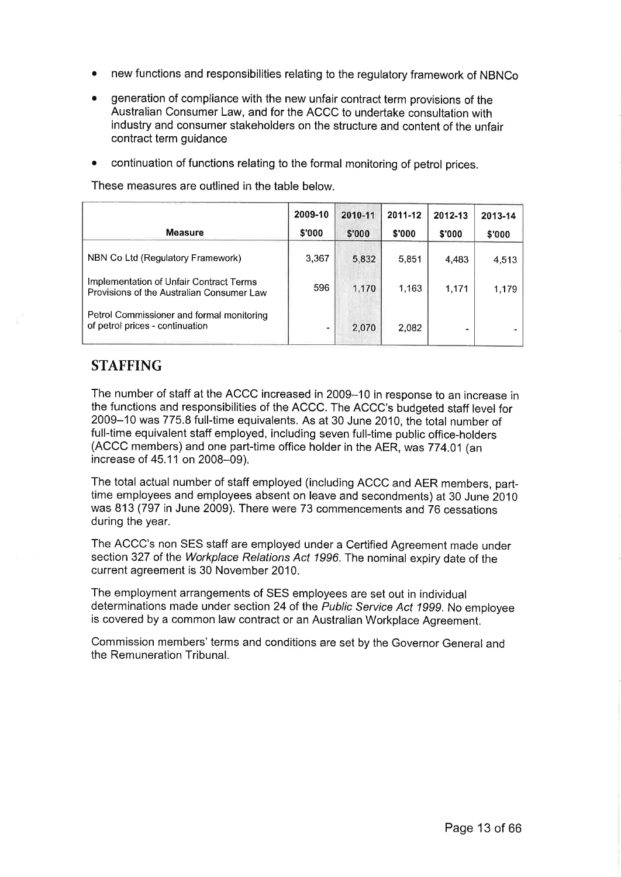- new functions and responsibilities relating to the regulatory framework of NBNCo
- generation of compliance with the new unfair contract term provisions of the Australian Consumer Law, and for the ACCC to undertake consultation with industry and consumer stakeholders on the structure and content of the unfair contract term guidance
- continuation of functions relating to the formal monitoring of petrol prices.

These measures are outlined in the table below.

| Measure | 2009-10 $'000 | 2010-11 $'000 | 2011-12 $'000 | 2012-13 $'000 | 2013-14 $'000 |
|---|---|---|---|---|---|
| NBN Co Ltd (Regulatory Framework) | 3,367 | 5,832 | 5,851 | 4,483 | 4,513 |
| Implementation of Unfair Contract Terms Provisions of the Australian Consumer Law | 596 | 1,170 | 1,163 | 1,171 | 1,179 |
| Petrol Commissioner and formal monitoring of petrol prices - continuation | - | 2,070 | 2,082 | - | - |

## STAFFING

The number of staff at the ACCC increased in 2009–10 in response to an increase in the functions and responsibilities of the ACCC. The ACCC's budgeted staff level for 2009–10 was 775.8 full-time equivalents. As at 30 June 2010, the total number of full-time equivalent staff employed, including seven full-time public office-holders (ACCC members) and one part-time office holder in the AER, was 774.01 (an increase of 45.11 on 2008–09).

The total actual number of staff employed (including ACCC and AER members, part-time employees and employees absent on leave and secondments) at 30 June 2010 was 813 (797 in June 2009). There were 73 commencements and 76 cessations during the year.

The ACCC's non SES staff are employed under a Certified Agreement made under section 327 of the *Workplace Relations Act 1996*. The nominal expiry date of the current agreement is 30 November 2010.

The employment arrangements of SES employees are set out in individual determinations made under section 24 of the *Public Service Act 1999*. No employee is covered by a common law contract or an Australian Workplace Agreement.

Commission members' terms and conditions are set by the Governor General and the Remuneration Tribunal.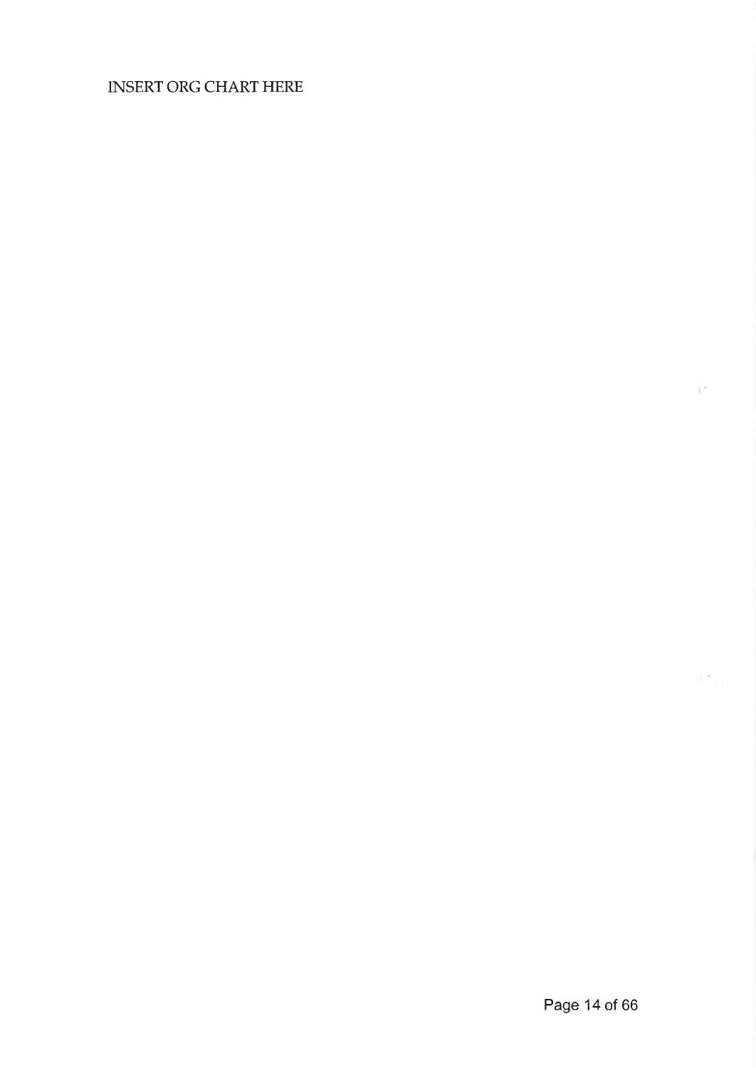INSERT ORG CHART HERE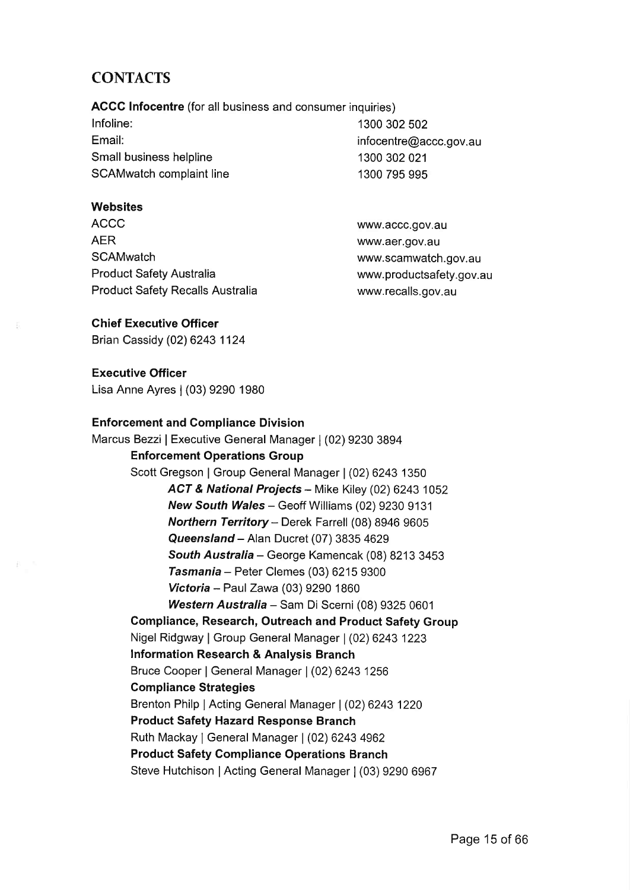## CONTACTS

**ACCC Infocentre** (for all business and consumer inquiries)

| | |
|---|---|
| Infoline: | 1300 302 502 |
| Email: | infocentre@accc.gov.au |
| Small business helpline | 1300 302 021 |
| SCAMwatch complaint line | 1300 795 995 |

**Websites**

| | |
|---|---|
| ACCC | www.accc.gov.au |
| AER | www.aer.gov.au |
| SCAMwatch | www.scamwatch.gov.au |
| Product Safety Australia | www.productsafety.gov.au |
| Product Safety Recalls Australia | www.recalls.gov.au |

**Chief Executive Officer**
Brian Cassidy (02) 6243 1124

**Executive Officer**
Lisa Anne Ayres | (03) 9290 1980

**Enforcement and Compliance Division**
Marcus Bezzi | Executive General Manager | (02) 9230 3894

**Enforcement Operations Group**
Scott Gregson | Group General Manager | (02) 6243 1350

***ACT & National Projects*** – Mike Kiley (02) 6243 1052
***New South Wales*** – Geoff Williams (02) 9230 9131
***Northern Territory*** – Derek Farrell (08) 8946 9605
***Queensland*** – Alan Ducret (07) 3835 4629
***South Australia*** – George Kamencak (08) 8213 3453
***Tasmania*** – Peter Clemes (03) 6215 9300
***Victoria*** – Paul Zawa (03) 9290 1860
***Western Australia*** – Sam Di Scerni (08) 9325 0601

**Compliance, Research, Outreach and Product Safety Group**
Nigel Ridgway | Group General Manager | (02) 6243 1223

**Information Research & Analysis Branch**
Bruce Cooper | General Manager | (02) 6243 1256

**Compliance Strategies**
Brenton Philp | Acting General Manager | (02) 6243 1220

**Product Safety Hazard Response Branch**
Ruth Mackay | General Manager | (02) 6243 4962

**Product Safety Compliance Operations Branch**
Steve Hutchison | Acting General Manager | (03) 9290 6967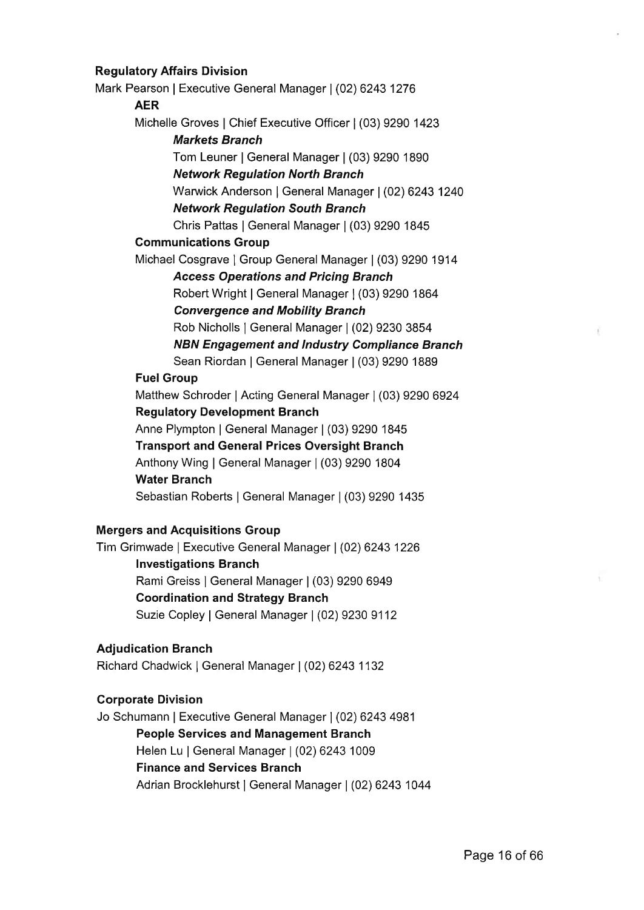**Regulatory Affairs Division**

Mark Pearson | Executive General Manager | (02) 6243 1276

**AER**

Michelle Groves | Chief Executive Officer | (03) 9290 1423

***Markets Branch***

Tom Leuner | General Manager | (03) 9290 1890

***Network Regulation North Branch***

Warwick Anderson | General Manager | (02) 6243 1240

***Network Regulation South Branch***

Chris Pattas | General Manager | (03) 9290 1845

**Communications Group**

Michael Cosgrave | Group General Manager | (03) 9290 1914

***Access Operations and Pricing Branch***

Robert Wright | General Manager | (03) 9290 1864

***Convergence and Mobility Branch***

Rob Nicholls | General Manager | (02) 9230 3854

***NBN Engagement and Industry Compliance Branch***

Sean Riordan | General Manager | (03) 9290 1889

**Fuel Group**

Matthew Schroder | Acting General Manager | (03) 9290 6924

**Regulatory Development Branch**

Anne Plympton | General Manager | (03) 9290 1845

**Transport and General Prices Oversight Branch**

Anthony Wing | General Manager | (03) 9290 1804

**Water Branch**

Sebastian Roberts | General Manager | (03) 9290 1435

**Mergers and Acquisitions Group**

Tim Grimwade | Executive General Manager | (02) 6243 1226

**Investigations Branch**

Rami Greiss | General Manager | (03) 9290 6949

**Coordination and Strategy Branch**

Suzie Copley | General Manager | (02) 9230 9112

**Adjudication Branch**

Richard Chadwick | General Manager | (02) 6243 1132

**Corporate Division**

Jo Schumann | Executive General Manager | (02) 6243 4981

**People Services and Management Branch**

Helen Lu | General Manager | (02) 6243 1009

**Finance and Services Branch**

Adrian Brocklehurst | General Manager | (02) 6243 1044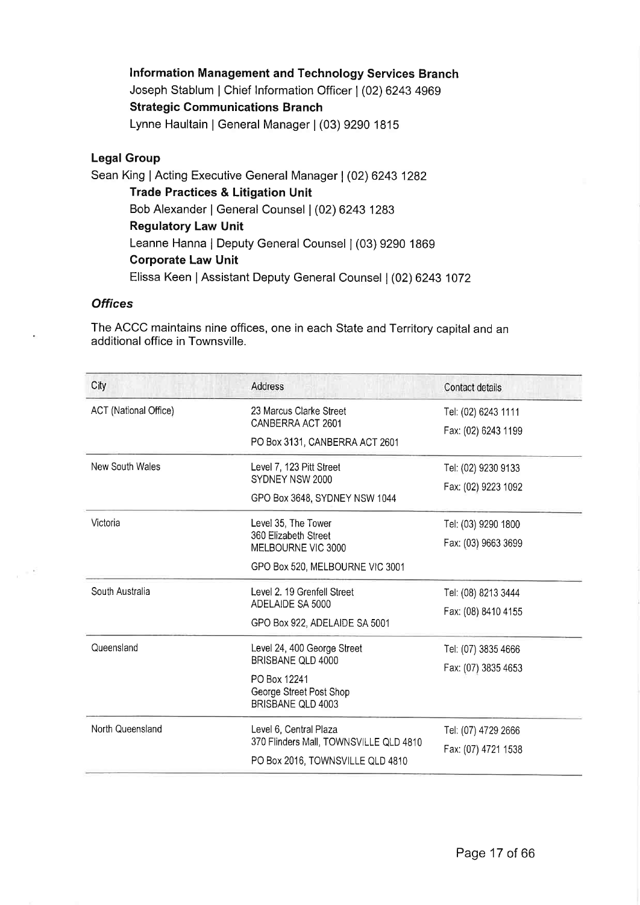**Information Management and Technology Services Branch**

Joseph Stablum | Chief Information Officer | (02) 6243 4969

**Strategic Communications Branch**

Lynne Haultain | General Manager | (03) 9290 1815

**Legal Group**

Sean King | Acting Executive General Manager | (02) 6243 1282

**Trade Practices & Litigation Unit**

Bob Alexander | General Counsel | (02) 6243 1283

**Regulatory Law Unit**

Leanne Hanna | Deputy General Counsel | (03) 9290 1869

**Corporate Law Unit**

Elissa Keen | Assistant Deputy General Counsel | (02) 6243 1072

***Offices***

The ACCC maintains nine offices, one in each State and Territory capital and an additional office in Townsville.

| City | Address | Contact details |
|---|---|---|
| ACT (National Office) | 23 Marcus Clarke Street<br>CANBERRA ACT 2601<br>PO Box 3131, CANBERRA ACT 2601 | Tel: (02) 6243 1111<br>Fax: (02) 6243 1199 |
| New South Wales | Level 7, 123 Pitt Street<br>SYDNEY NSW 2000<br>GPO Box 3648, SYDNEY NSW 1044 | Tel: (02) 9230 9133<br>Fax: (02) 9223 1092 |
| Victoria | Level 35, The Tower<br>360 Elizabeth Street<br>MELBOURNE VIC 3000<br>GPO Box 520, MELBOURNE VIC 3001 | Tel: (03) 9290 1800<br>Fax: (03) 9663 3699 |
| South Australia | Level 2. 19 Grenfell Street<br>ADELAIDE SA 5000<br>GPO Box 922, ADELAIDE SA 5001 | Tel: (08) 8213 3444<br>Fax: (08) 8410 4155 |
| Queensland | Level 24, 400 George Street<br>BRISBANE QLD 4000<br>PO Box 12241<br>George Street Post Shop<br>BRISBANE QLD 4003 | Tel: (07) 3835 4666<br>Fax: (07) 3835 4653 |
| North Queensland | Level 6, Central Plaza<br>370 Flinders Mall, TOWNSVILLE QLD 4810<br>PO Box 2016, TOWNSVILLE QLD 4810 | Tel: (07) 4729 2666<br>Fax: (07) 4721 1538 |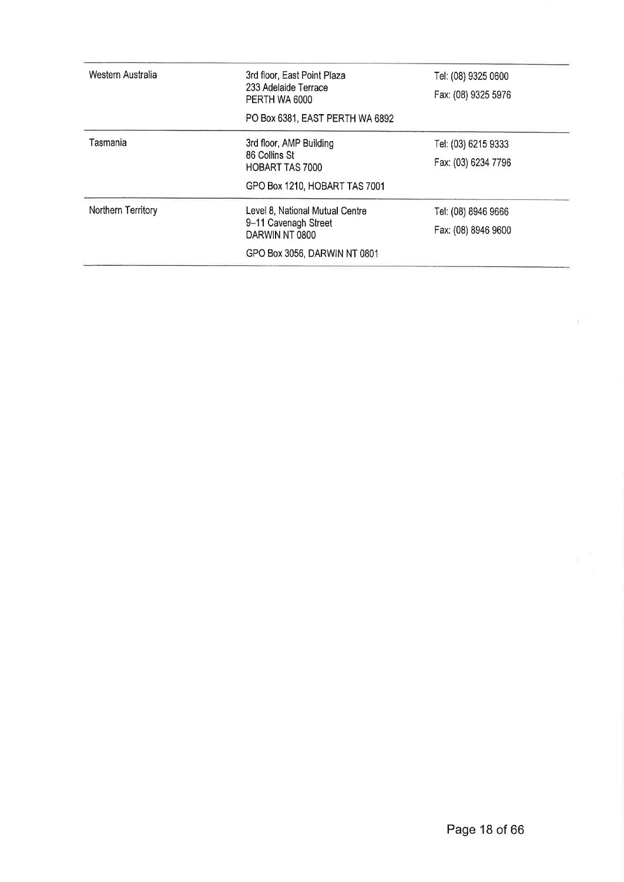| | | |
|---|---|---|
| Western Australia | 3rd floor, East Point Plaza<br>233 Adelaide Terrace<br>PERTH WA 6000<br><br>PO Box 6381, EAST PERTH WA 6892 | Tel: (08) 9325 0600<br><br>Fax: (08) 9325 5976 |
| Tasmania | 3rd floor, AMP Building<br>86 Collins St<br>HOBART TAS 7000<br><br>GPO Box 1210, HOBART TAS 7001 | Tel: (03) 6215 9333<br><br>Fax: (03) 6234 7796 |
| Northern Territory | Level 8, National Mutual Centre<br>9–11 Cavenagh Street<br>DARWIN NT 0800<br><br>GPO Box 3056, DARWIN NT 0801 | Tel: (08) 8946 9666<br><br>Fax: (08) 8946 9600 |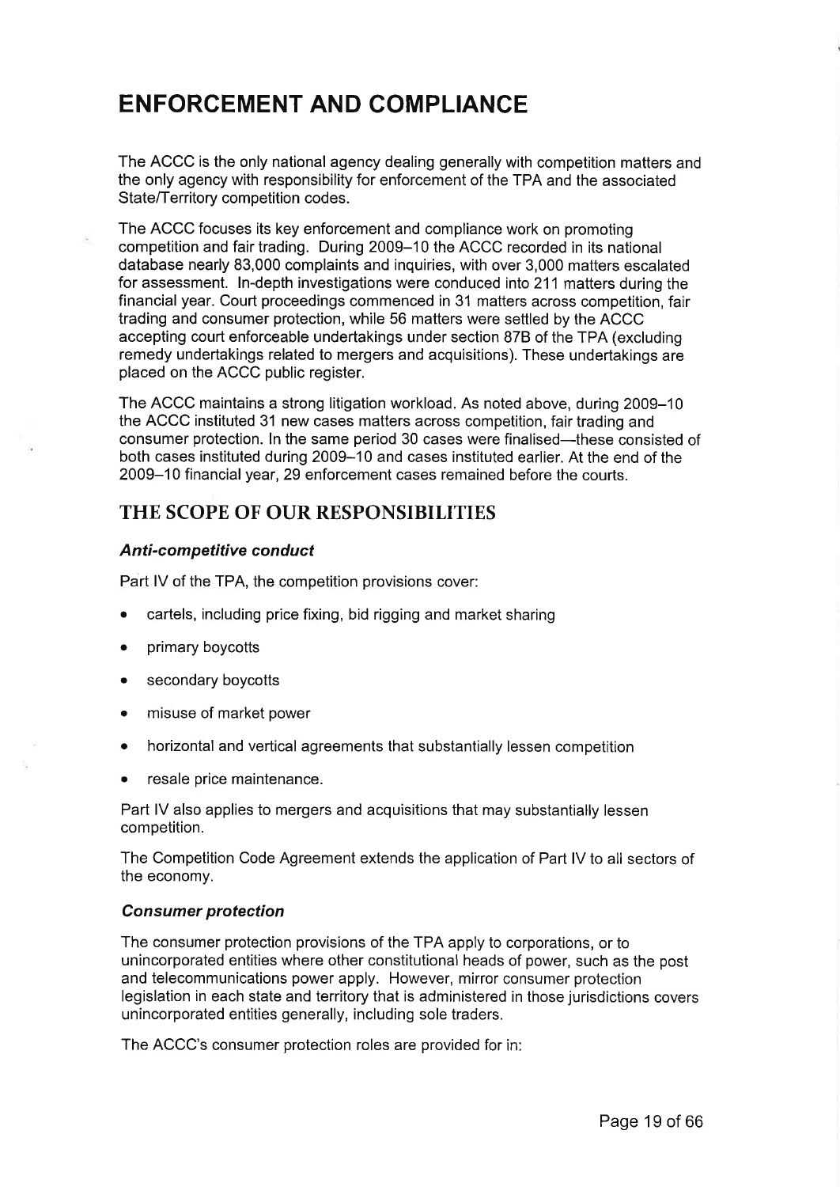# ENFORCEMENT AND COMPLIANCE

The ACCC is the only national agency dealing generally with competition matters and the only agency with responsibility for enforcement of the TPA and the associated State/Territory competition codes.

The ACCC focuses its key enforcement and compliance work on promoting competition and fair trading. During 2009–10 the ACCC recorded in its national database nearly 83,000 complaints and inquiries, with over 3,000 matters escalated for assessment. In-depth investigations were conduced into 211 matters during the financial year. Court proceedings commenced in 31 matters across competition, fair trading and consumer protection, while 56 matters were settled by the ACCC accepting court enforceable undertakings under section 87B of the TPA (excluding remedy undertakings related to mergers and acquisitions). These undertakings are placed on the ACCC public register.

The ACCC maintains a strong litigation workload. As noted above, during 2009–10 the ACCC instituted 31 new cases matters across competition, fair trading and consumer protection. In the same period 30 cases were finalised—these consisted of both cases instituted during 2009–10 and cases instituted earlier. At the end of the 2009–10 financial year, 29 enforcement cases remained before the courts.

## THE SCOPE OF OUR RESPONSIBILITIES

### *Anti-competitive conduct*

Part IV of the TPA, the competition provisions cover:

- cartels, including price fixing, bid rigging and market sharing
- primary boycotts
- secondary boycotts
- misuse of market power
- horizontal and vertical agreements that substantially lessen competition
- resale price maintenance.

Part IV also applies to mergers and acquisitions that may substantially lessen competition.

The Competition Code Agreement extends the application of Part IV to all sectors of the economy.

### *Consumer protection*

The consumer protection provisions of the TPA apply to corporations, or to unincorporated entities where other constitutional heads of power, such as the post and telecommunications power apply. However, mirror consumer protection legislation in each state and territory that is administered in those jurisdictions covers unincorporated entities generally, including sole traders.

The ACCC's consumer protection roles are provided for in: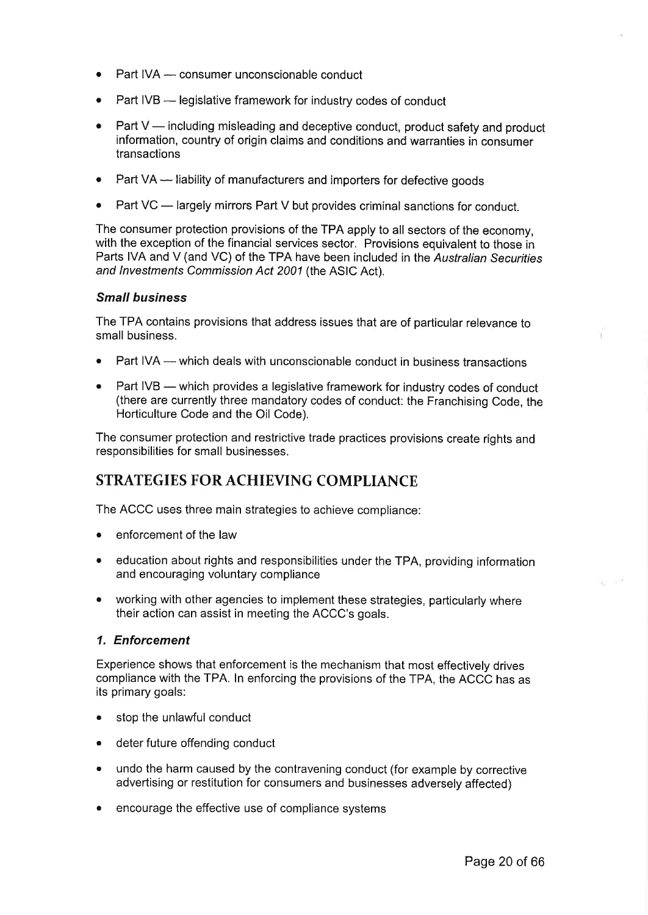- Part IVA — consumer unconscionable conduct
- Part IVB — legislative framework for industry codes of conduct
- Part V — including misleading and deceptive conduct, product safety and product information, country of origin claims and conditions and warranties in consumer transactions
- Part VA — liability of manufacturers and importers for defective goods
- Part VC — largely mirrors Part V but provides criminal sanctions for conduct.

The consumer protection provisions of the TPA apply to all sectors of the economy, with the exception of the financial services sector. Provisions equivalent to those in Parts IVA and V (and VC) of the TPA have been included in the *Australian Securities and Investments Commission Act 2001* (the ASIC Act).

### *Small business*

The TPA contains provisions that address issues that are of particular relevance to small business.

- Part IVA — which deals with unconscionable conduct in business transactions
- Part IVB — which provides a legislative framework for industry codes of conduct (there are currently three mandatory codes of conduct: the Franchising Code, the Horticulture Code and the Oil Code).

The consumer protection and restrictive trade practices provisions create rights and responsibilities for small businesses.

## STRATEGIES FOR ACHIEVING COMPLIANCE

The ACCC uses three main strategies to achieve compliance:

- enforcement of the law
- education about rights and responsibilities under the TPA, providing information and encouraging voluntary compliance
- working with other agencies to implement these strategies, particularly where their action can assist in meeting the ACCC's goals.

### *1. Enforcement*

Experience shows that enforcement is the mechanism that most effectively drives compliance with the TPA. In enforcing the provisions of the TPA, the ACCC has as its primary goals:

- stop the unlawful conduct
- deter future offending conduct
- undo the harm caused by the contravening conduct (for example by corrective advertising or restitution for consumers and businesses adversely affected)
- encourage the effective use of compliance systems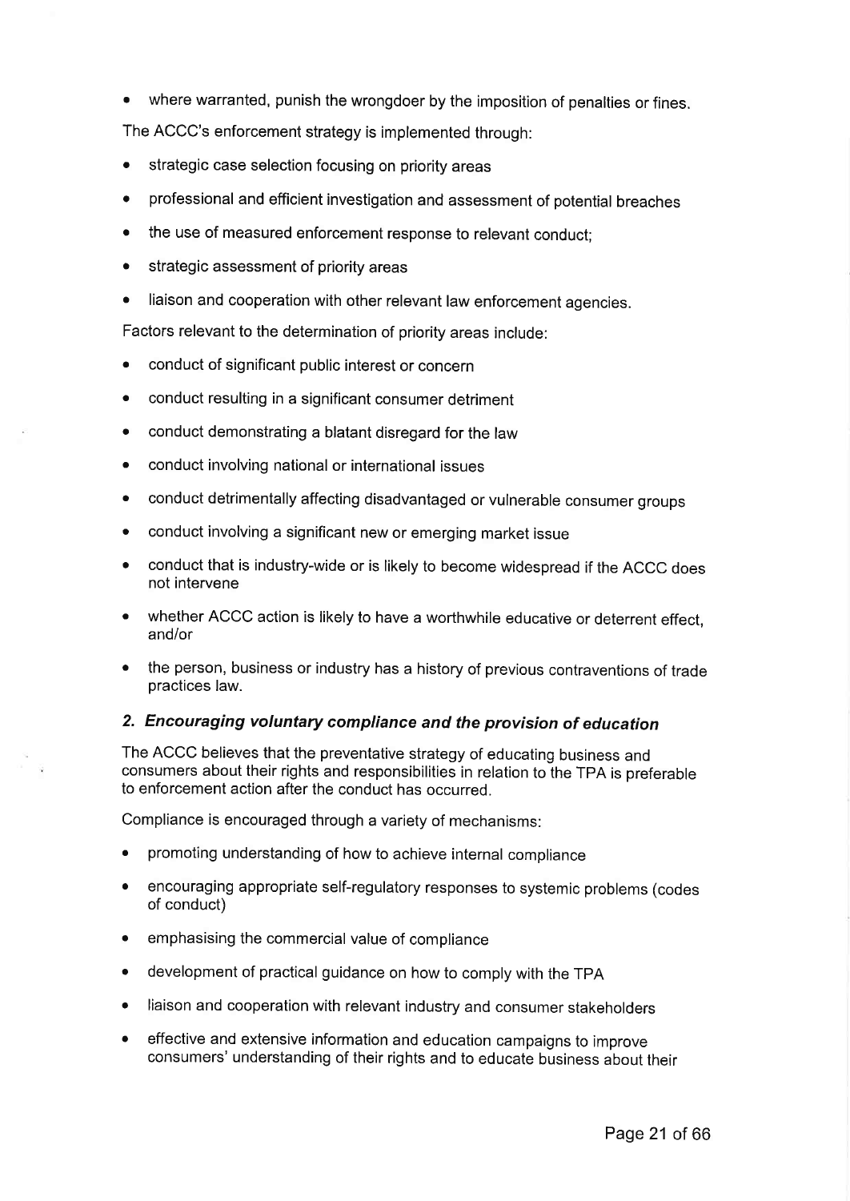- where warranted, punish the wrongdoer by the imposition of penalties or fines.

The ACCC's enforcement strategy is implemented through:

- strategic case selection focusing on priority areas
- professional and efficient investigation and assessment of potential breaches
- the use of measured enforcement response to relevant conduct;
- strategic assessment of priority areas
- liaison and cooperation with other relevant law enforcement agencies.

Factors relevant to the determination of priority areas include:

- conduct of significant public interest or concern
- conduct resulting in a significant consumer detriment
- conduct demonstrating a blatant disregard for the law
- conduct involving national or international issues
- conduct detrimentally affecting disadvantaged or vulnerable consumer groups
- conduct involving a significant new or emerging market issue
- conduct that is industry-wide or is likely to become widespread if the ACCC does not intervene
- whether ACCC action is likely to have a worthwhile educative or deterrent effect, and/or
- the person, business or industry has a history of previous contraventions of trade practices law.

## *2. Encouraging voluntary compliance and the provision of education*

The ACCC believes that the preventative strategy of educating business and consumers about their rights and responsibilities in relation to the TPA is preferable to enforcement action after the conduct has occurred.

Compliance is encouraged through a variety of mechanisms:

- promoting understanding of how to achieve internal compliance
- encouraging appropriate self-regulatory responses to systemic problems (codes of conduct)
- emphasising the commercial value of compliance
- development of practical guidance on how to comply with the TPA
- liaison and cooperation with relevant industry and consumer stakeholders
- effective and extensive information and education campaigns to improve consumers' understanding of their rights and to educate business about their